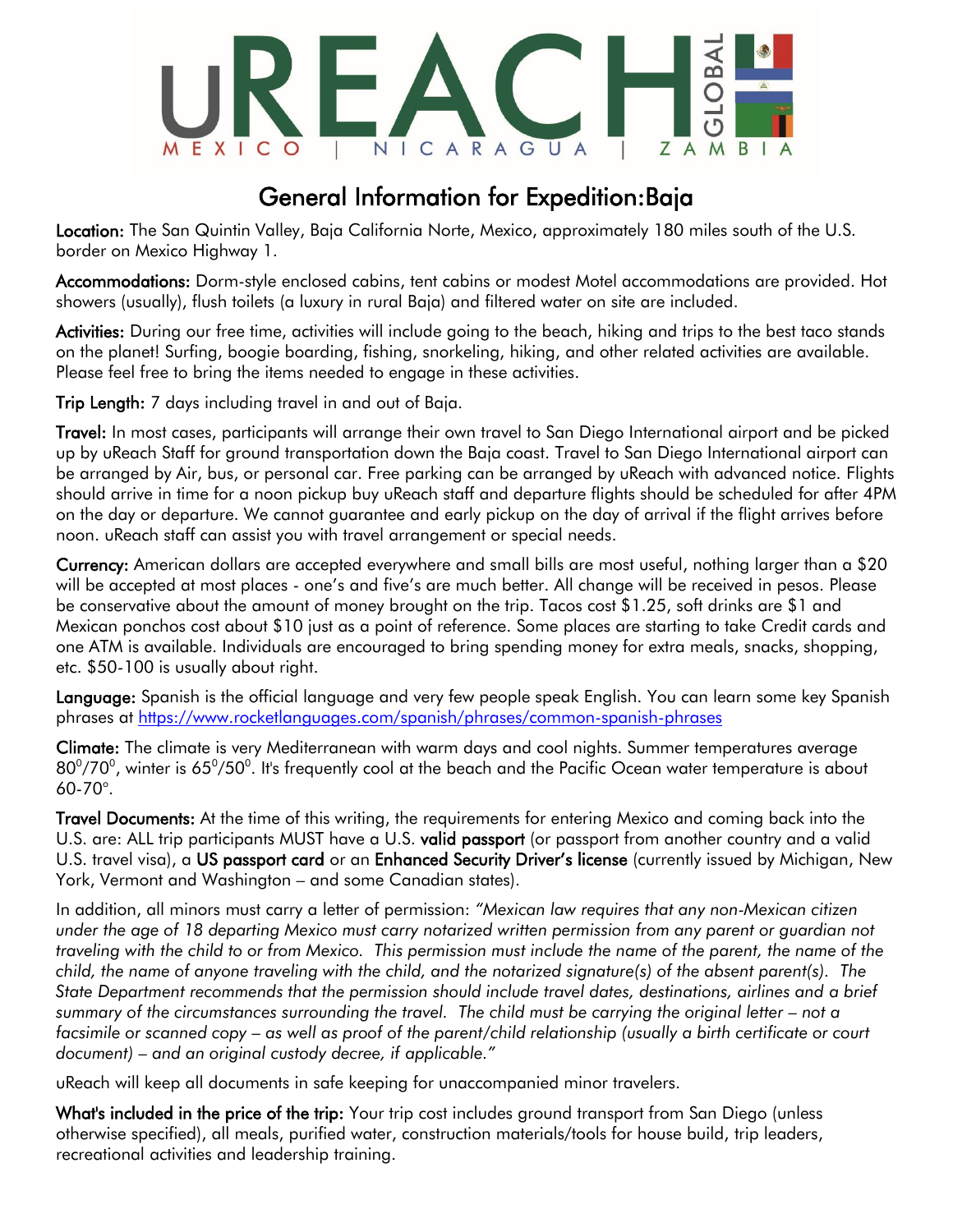uREACH GLOBAL

MEXICO | NICARAGUA | ZAMBIA

# General Information for Expedition:Baja

**Location:** The San Quintin Valley, Baja California Norte, Mexico, approximately 180 miles south of the U.S. border on Mexico Highway 1.

**Accommodations:** Dorm-style enclosed cabins, tent cabins or modest Motel accommodations are provided. Hot showers (usually), flush toilets (a luxury in rural Baja) and filtered water on site are included.

**Activities:** During our free time, activities will include going to the beach, hiking and trips to the best taco stands on the planet! Surfing, boogie boarding, fishing, snorkeling, hiking, and other related activities are available. Please feel free to bring the items needed to engage in these activities.

**Trip Length:** 7 days including travel in and out of Baja.

**Travel:** In most cases, participants will arrange their own travel to San Diego International airport and be picked up by uReach Staff for ground transportation down the Baja coast. Travel to San Diego International airport can be arranged by Air, bus, or personal car. Free parking can be arranged by uReach with advanced notice. Flights should arrive in time for a noon pickup buy uReach staff and departure flights should be scheduled for after 4PM on the day or departure. We cannot guarantee and early pickup on the day of arrival if the flight arrives before noon. uReach staff can assist you with travel arrangement or special needs.

**Currency:** American dollars are accepted everywhere and small bills are most useful, nothing larger than a $20 will be accepted at most places - one's and five's are much better. All change will be received in pesos. Please be conservative about the amount of money brought on the trip. Tacos cost $1.25, soft drinks are $1 and Mexican ponchos cost about $10 just as a point of reference. Some places are starting to take Credit cards and one ATM is available. Individuals are encouraged to bring spending money for extra meals, snacks, shopping, etc. $50-100 is usually about right.

**Language:** Spanish is the official language and very few people speak English. You can learn some key Spanish phrases at https://www.rocketlanguages.com/spanish/phrases/common-spanish-phrases

**Climate:** The climate is very Mediterranean with warm days and cool nights. Summer temperatures average $80^0/70^0$, winter is $65^0/50^0$. It's frequently cool at the beach and the Pacific Ocean water temperature is about 60-70°.

**Travel Documents:** At the time of this writing, the requirements for entering Mexico and coming back into the U.S. are: ALL trip participants MUST have a U.S. **valid passport** (or passport from another country and a valid U.S. travel visa), a **US passport card** or an **Enhanced Security Driver's license** (currently issued by Michigan, New York, Vermont and Washington – and some Canadian states).

In addition, all minors must carry a letter of permission: *"Mexican law requires that any non-Mexican citizen under the age of 18 departing Mexico must carry notarized written permission from any parent or guardian not traveling with the child to or from Mexico. This permission must include the name of the parent, the name of the child, the name of anyone traveling with the child, and the notarized signature(s) of the absent parent(s). The State Department recommends that the permission should include travel dates, destinations, airlines and a brief summary of the circumstances surrounding the travel. The child must be carrying the original letter – not a facsimile or scanned copy – as well as proof of the parent/child relationship (usually a birth certificate or court document) – and an original custody decree, if applicable."*

uReach will keep all documents in safe keeping for unaccompanied minor travelers.

**What's included in the price of the trip:** Your trip cost includes ground transport from San Diego (unless otherwise specified), all meals, purified water, construction materials/tools for house build, trip leaders, recreational activities and leadership training.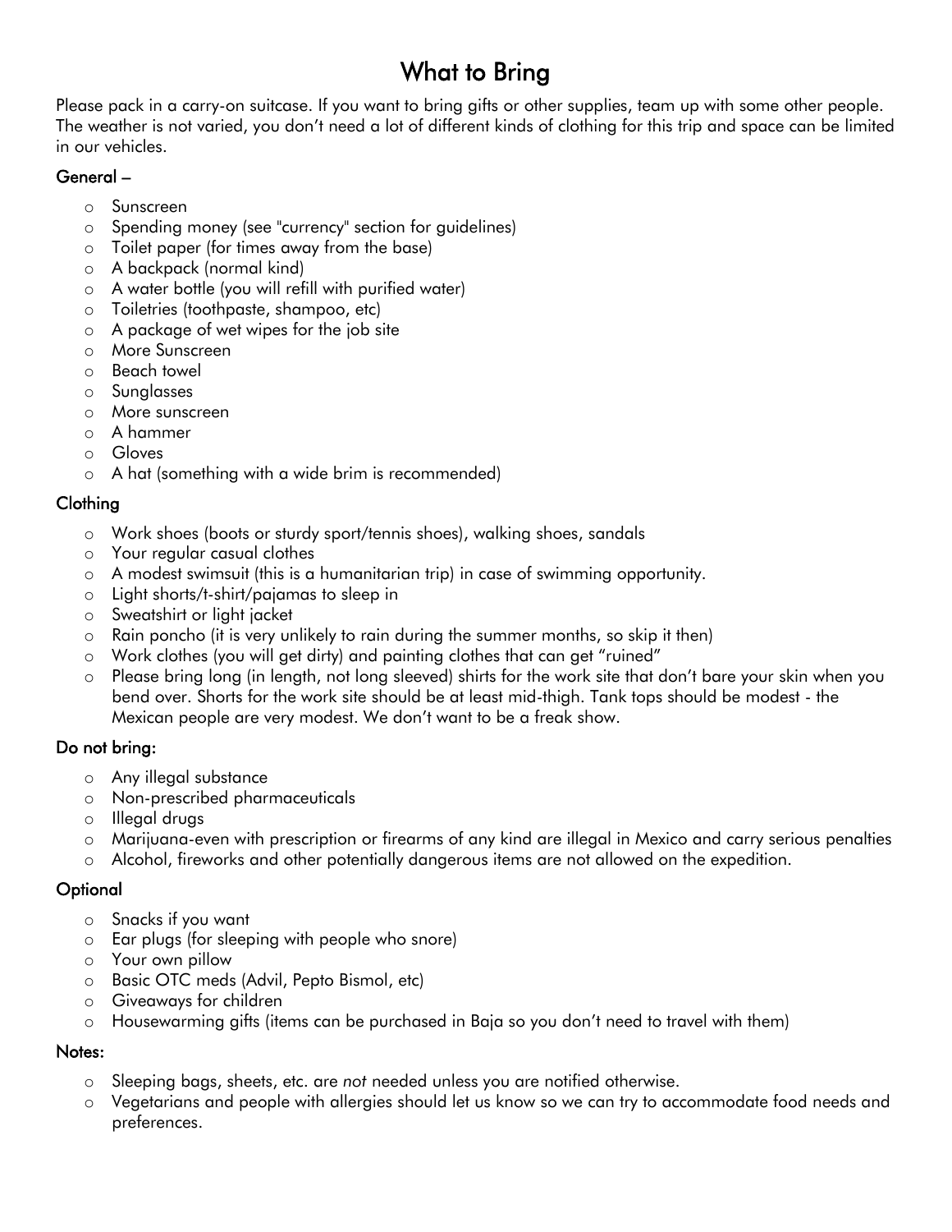# What to Bring

Please pack in a carry-on suitcase. If you want to bring gifts or other supplies, team up with some other people. The weather is not varied, you don't need a lot of different kinds of clothing for this trip and space can be limited in our vehicles.

### General –

- Sunscreen
- Spending money (see "currency" section for guidelines)
- Toilet paper (for times away from the base)
- A backpack (normal kind)
- A water bottle (you will refill with purified water)
- Toiletries (toothpaste, shampoo, etc)
- A package of wet wipes for the job site
- More Sunscreen
- Beach towel
- Sunglasses
- More sunscreen
- A hammer
- Gloves
- A hat (something with a wide brim is recommended)

### Clothing

- Work shoes (boots or sturdy sport/tennis shoes), walking shoes, sandals
- Your regular casual clothes
- A modest swimsuit (this is a humanitarian trip) in case of swimming opportunity.
- Light shorts/t-shirt/pajamas to sleep in
- Sweatshirt or light jacket
- Rain poncho (it is very unlikely to rain during the summer months, so skip it then)
- Work clothes (you will get dirty) and painting clothes that can get "ruined"
- Please bring long (in length, not long sleeved) shirts for the work site that don't bare your skin when you bend over. Shorts for the work site should be at least mid-thigh. Tank tops should be modest - the Mexican people are very modest. We don't want to be a freak show.

### Do not bring:

- Any illegal substance
- Non-prescribed pharmaceuticals
- Illegal drugs
- Marijuana-even with prescription or firearms of any kind are illegal in Mexico and carry serious penalties
- Alcohol, fireworks and other potentially dangerous items are not allowed on the expedition.

### Optional

- Snacks if you want
- Ear plugs (for sleeping with people who snore)
- Your own pillow
- Basic OTC meds (Advil, Pepto Bismol, etc)
- Giveaways for children
- Housewarming gifts (items can be purchased in Baja so you don't need to travel with them)

### Notes:

- Sleeping bags, sheets, etc. are *not* needed unless you are notified otherwise.
- Vegetarians and people with allergies should let us know so we can try to accommodate food needs and preferences.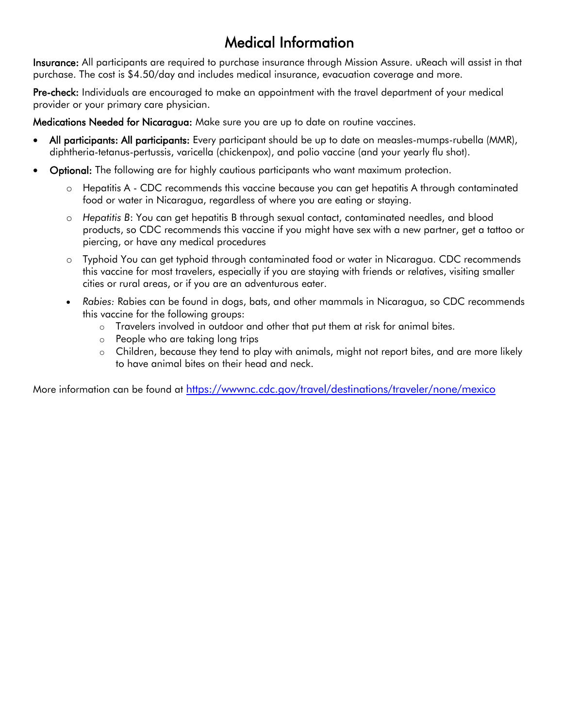# Medical Information

**Insurance:** All participants are required to purchase insurance through Mission Assure. uReach will assist in that purchase. The cost is $4.50/day and includes medical insurance, evacuation coverage and more.

**Pre-check:** Individuals are encouraged to make an appointment with the travel department of your medical provider or your primary care physician.

**Medications Needed for Nicaragua:** Make sure you are up to date on routine vaccines.

- **All participants: All participants:** Every participant should be up to date on measles-mumps-rubella (MMR), diphtheria-tetanus-pertussis, varicella (chickenpox), and polio vaccine (and your yearly flu shot).
- **Optional:** The following are for highly cautious participants who want maximum protection.
  - Hepatitis A - CDC recommends this vaccine because you can get hepatitis A through contaminated food or water in Nicaragua, regardless of where you are eating or staying.
  - *Hepatitis B*: You can get hepatitis B through sexual contact, contaminated needles, and blood products, so CDC recommends this vaccine if you might have sex with a new partner, get a tattoo or piercing, or have any medical procedures
  - Typhoid You can get typhoid through contaminated food or water in Nicaragua. CDC recommends this vaccine for most travelers, especially if you are staying with friends or relatives, visiting smaller cities or rural areas, or if you are an adventurous eater.
  - *Rabies:* Rabies can be found in dogs, bats, and other mammals in Nicaragua, so CDC recommends this vaccine for the following groups:
    - Travelers involved in outdoor and other that put them at risk for animal bites.
    - People who are taking long trips
    - Children, because they tend to play with animals, might not report bites, and are more likely to have animal bites on their head and neck.

More information can be found at [https://wwwnc.cdc.gov/travel/destinations/traveler/none/mexico](https://wwwnc.cdc.gov/travel/destinations/traveler/none/mexico)